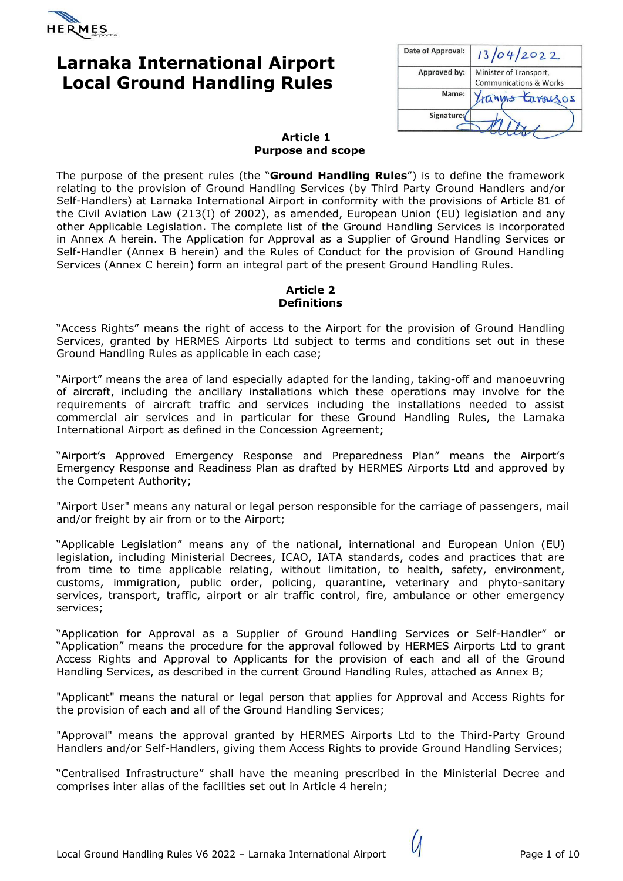# Larnaka International Airport
# Local Ground Handling Rules

| Date of Approval: | 13/04/2022 |
|---|---|
| Approved by: | Minister of Transport, Communications & Works |
| Name: | Yiannis Karousos |
| Signature: | |

## Article 1
## Purpose and scope

The purpose of the present rules (the "**Ground Handling Rules**") is to define the framework relating to the provision of Ground Handling Services (by Third Party Ground Handlers and/or Self-Handlers) at Larnaka International Airport in conformity with the provisions of Article 81 of the Civil Aviation Law (213(I) of 2002), as amended, European Union (EU) legislation and any other Applicable Legislation. The complete list of the Ground Handling Services is incorporated in Annex A herein. The Application for Approval as a Supplier of Ground Handling Services or Self-Handler (Annex B herein) and the Rules of Conduct for the provision of Ground Handling Services (Annex C herein) form an integral part of the present Ground Handling Rules.

## Article 2
## Definitions

"Access Rights" means the right of access to the Airport for the provision of Ground Handling Services, granted by HERMES Airports Ltd subject to terms and conditions set out in these Ground Handling Rules as applicable in each case;

"Airport" means the area of land especially adapted for the landing, taking-off and manoeuvring of aircraft, including the ancillary installations which these operations may involve for the requirements of aircraft traffic and services including the installations needed to assist commercial air services and in particular for these Ground Handling Rules, the Larnaka International Airport as defined in the Concession Agreement;

"Airport's Approved Emergency Response and Preparedness Plan" means the Airport's Emergency Response and Readiness Plan as drafted by HERMES Airports Ltd and approved by the Competent Authority;

"Airport User" means any natural or legal person responsible for the carriage of passengers, mail and/or freight by air from or to the Airport;

"Applicable Legislation" means any of the national, international and European Union (EU) legislation, including Ministerial Decrees, ICAO, IATA standards, codes and practices that are from time to time applicable relating, without limitation, to health, safety, environment, customs, immigration, public order, policing, quarantine, veterinary and phyto-sanitary services, transport, traffic, airport or air traffic control, fire, ambulance or other emergency services;

"Application for Approval as a Supplier of Ground Handling Services or Self-Handler" or "Application" means the procedure for the approval followed by HERMES Airports Ltd to grant Access Rights and Approval to Applicants for the provision of each and all of the Ground Handling Services, as described in the current Ground Handling Rules, attached as Annex B;

"Applicant" means the natural or legal person that applies for Approval and Access Rights for the provision of each and all of the Ground Handling Services;

"Approval" means the approval granted by HERMES Airports Ltd to the Third-Party Ground Handlers and/or Self-Handlers, giving them Access Rights to provide Ground Handling Services;

"Centralised Infrastructure" shall have the meaning prescribed in the Ministerial Decree and comprises inter alias of the facilities set out in Article 4 herein;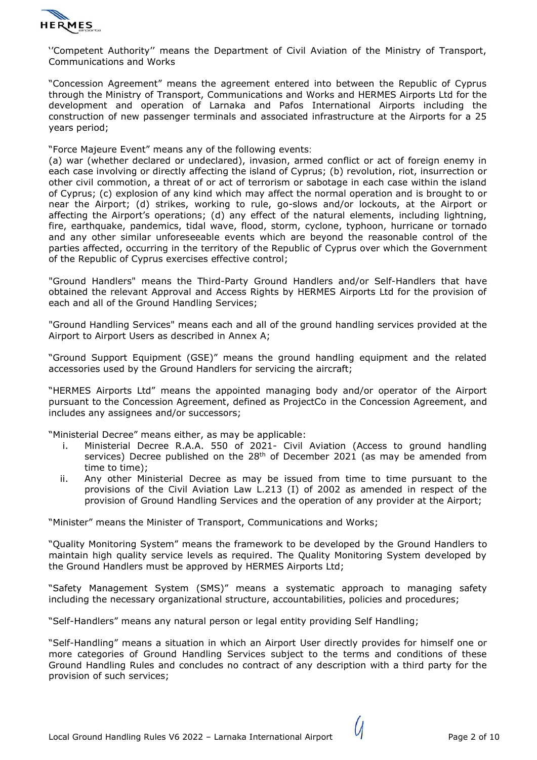''Competent Authority'' means the Department of Civil Aviation of the Ministry of Transport, Communications and Works

"Concession Agreement" means the agreement entered into between the Republic of Cyprus through the Ministry of Transport, Communications and Works and HERMES Airports Ltd for the development and operation of Larnaka and Pafos International Airports including the construction of new passenger terminals and associated infrastructure at the Airports for a 25 years period;

"Force Majeure Event" means any of the following events:
(a) war (whether declared or undeclared), invasion, armed conflict or act of foreign enemy in each case involving or directly affecting the island of Cyprus; (b) revolution, riot, insurrection or other civil commotion, a threat of or act of terrorism or sabotage in each case within the island of Cyprus; (c) explosion of any kind which may affect the normal operation and is brought to or near the Airport; (d) strikes, working to rule, go-slows and/or lockouts, at the Airport or affecting the Airport's operations; (d) any effect of the natural elements, including lightning, fire, earthquake, pandemics, tidal wave, flood, storm, cyclone, typhoon, hurricane or tornado and any other similar unforeseeable events which are beyond the reasonable control of the parties affected, occurring in the territory of the Republic of Cyprus over which the Government of the Republic of Cyprus exercises effective control;

"Ground Handlers" means the Third-Party Ground Handlers and/or Self-Handlers that have obtained the relevant Approval and Access Rights by HERMES Airports Ltd for the provision of each and all of the Ground Handling Services;

"Ground Handling Services" means each and all of the ground handling services provided at the Airport to Airport Users as described in Annex A;

"Ground Support Equipment (GSE)" means the ground handling equipment and the related accessories used by the Ground Handlers for servicing the aircraft;

"HERMES Airports Ltd" means the appointed managing body and/or operator of the Airport pursuant to the Concession Agreement, defined as ProjectCo in the Concession Agreement, and includes any assignees and/or successors;

"Ministerial Decree" means either, as may be applicable:

i. Ministerial Decree R.A.A. 550 of 2021- Civil Aviation (Access to ground handling services) Decree published on the 28th of December 2021 (as may be amended from time to time);
ii. Any other Ministerial Decree as may be issued from time to time pursuant to the provisions of the Civil Aviation Law L.213 (I) of 2002 as amended in respect of the provision of Ground Handling Services and the operation of any provider at the Airport;

"Minister" means the Minister of Transport, Communications and Works;

"Quality Monitoring System" means the framework to be developed by the Ground Handlers to maintain high quality service levels as required. The Quality Monitoring System developed by the Ground Handlers must be approved by HERMES Airports Ltd;

"Safety Management System (SMS)" means a systematic approach to managing safety including the necessary organizational structure, accountabilities, policies and procedures;

"Self-Handlers" means any natural person or legal entity providing Self Handling;

"Self-Handling" means a situation in which an Airport User directly provides for himself one or more categories of Ground Handling Services subject to the terms and conditions of these Ground Handling Rules and concludes no contract of any description with a third party for the provision of such services;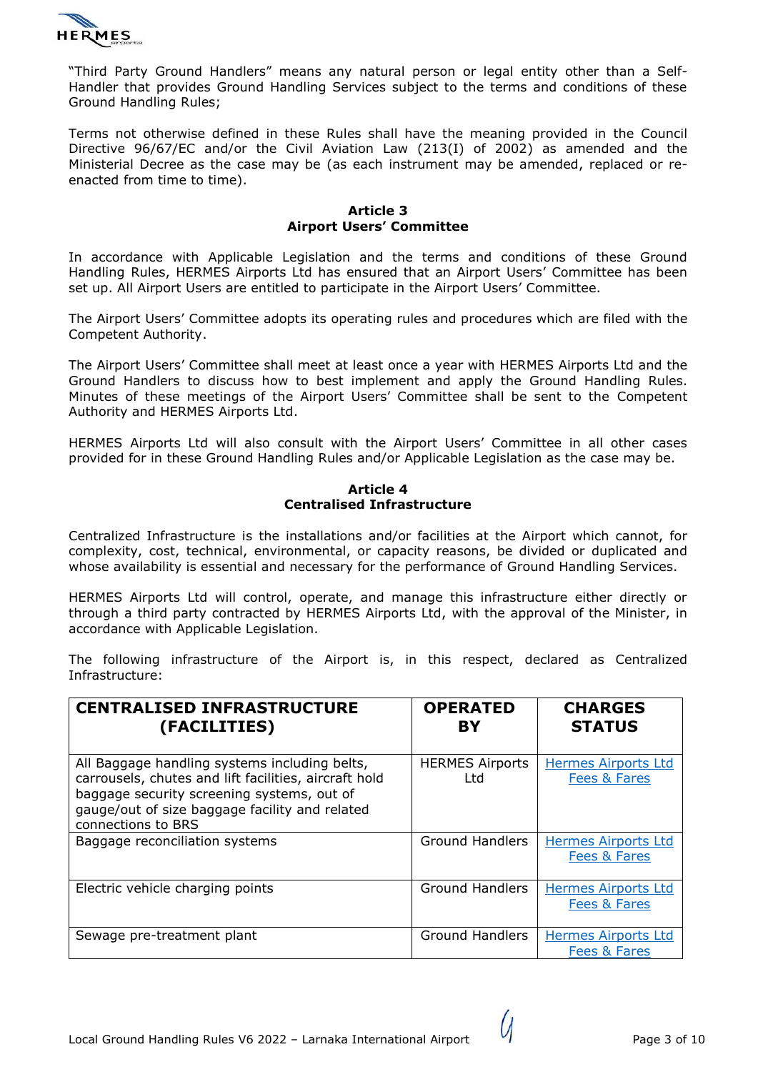"Third Party Ground Handlers" means any natural person or legal entity other than a Self-Handler that provides Ground Handling Services subject to the terms and conditions of these Ground Handling Rules;

Terms not otherwise defined in these Rules shall have the meaning provided in the Council Directive 96/67/EC and/or the Civil Aviation Law (213(I) of 2002) as amended and the Ministerial Decree as the case may be (as each instrument may be amended, replaced or re-enacted from time to time).

## Article 3
## Airport Users' Committee

In accordance with Applicable Legislation and the terms and conditions of these Ground Handling Rules, HERMES Airports Ltd has ensured that an Airport Users' Committee has been set up. All Airport Users are entitled to participate in the Airport Users' Committee.

The Airport Users' Committee adopts its operating rules and procedures which are filed with the Competent Authority.

The Airport Users' Committee shall meet at least once a year with HERMES Airports Ltd and the Ground Handlers to discuss how to best implement and apply the Ground Handling Rules. Minutes of these meetings of the Airport Users' Committee shall be sent to the Competent Authority and HERMES Airports Ltd.

HERMES Airports Ltd will also consult with the Airport Users' Committee in all other cases provided for in these Ground Handling Rules and/or Applicable Legislation as the case may be.

## Article 4
## Centralised Infrastructure

Centralized Infrastructure is the installations and/or facilities at the Airport which cannot, for complexity, cost, technical, environmental, or capacity reasons, be divided or duplicated and whose availability is essential and necessary for the performance of Ground Handling Services.

HERMES Airports Ltd will control, operate, and manage this infrastructure either directly or through a third party contracted by HERMES Airports Ltd, with the approval of the Minister, in accordance with Applicable Legislation.

The following infrastructure of the Airport is, in this respect, declared as Centralized Infrastructure:

| CENTRALISED INFRASTRUCTURE (FACILITIES) | OPERATED BY | CHARGES STATUS |
|---|---|---|
| All Baggage handling systems including belts, carrousels, chutes and lift facilities, aircraft hold baggage security screening systems, out of gauge/out of size baggage facility and related connections to BRS | HERMES Airports Ltd | Hermes Airports Ltd Fees & Fares |
| Baggage reconciliation systems | Ground Handlers | Hermes Airports Ltd Fees & Fares |
| Electric vehicle charging points | Ground Handlers | Hermes Airports Ltd Fees & Fares |
| Sewage pre-treatment plant | Ground Handlers | Hermes Airports Ltd Fees & Fares |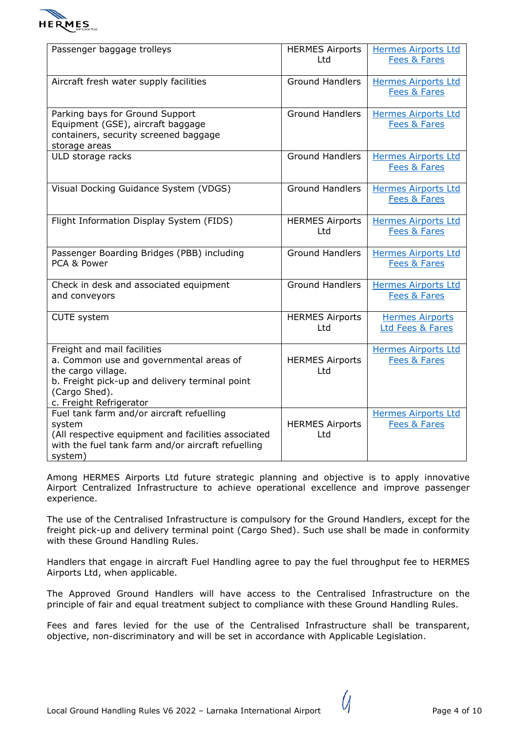| | | |
|---|---|---|
| Passenger baggage trolleys | HERMES Airports Ltd | Hermes Airports Ltd Fees & Fares |
| Aircraft fresh water supply facilities | Ground Handlers | Hermes Airports Ltd Fees & Fares |
| Parking bays for Ground Support Equipment (GSE), aircraft baggage containers, security screened baggage storage areas | Ground Handlers | Hermes Airports Ltd Fees & Fares |
| ULD storage racks | Ground Handlers | Hermes Airports Ltd Fees & Fares |
| Visual Docking Guidance System (VDGS) | Ground Handlers | Hermes Airports Ltd Fees & Fares |
| Flight Information Display System (FIDS) | HERMES Airports Ltd | Hermes Airports Ltd Fees & Fares |
| Passenger Boarding Bridges (PBB) including PCA & Power | Ground Handlers | Hermes Airports Ltd Fees & Fares |
| Check in desk and associated equipment and conveyors | Ground Handlers | Hermes Airports Ltd Fees & Fares |
| CUTE system | HERMES Airports Ltd | Hermes Airports Ltd Fees & Fares |
| Freight and mail facilities<br>a. Common use and governmental areas of the cargo village.<br>b. Freight pick-up and delivery terminal point (Cargo Shed).<br>c. Freight Refrigerator | HERMES Airports Ltd | Hermes Airports Ltd Fees & Fares |
| Fuel tank farm and/or aircraft refuelling system<br>(All respective equipment and facilities associated with the fuel tank farm and/or aircraft refuelling system) | HERMES Airports Ltd | Hermes Airports Ltd Fees & Fares |

Among HERMES Airports Ltd future strategic planning and objective is to apply innovative Airport Centralized Infrastructure to achieve operational excellence and improve passenger experience.

The use of the Centralised Infrastructure is compulsory for the Ground Handlers, except for the freight pick-up and delivery terminal point (Cargo Shed). Such use shall be made in conformity with these Ground Handling Rules.

Handlers that engage in aircraft Fuel Handling agree to pay the fuel throughput fee to HERMES Airports Ltd, when applicable.

The Approved Ground Handlers will have access to the Centralised Infrastructure on the principle of fair and equal treatment subject to compliance with these Ground Handling Rules.

Fees and fares levied for the use of the Centralised Infrastructure shall be transparent, objective, non-discriminatory and will be set in accordance with Applicable Legislation.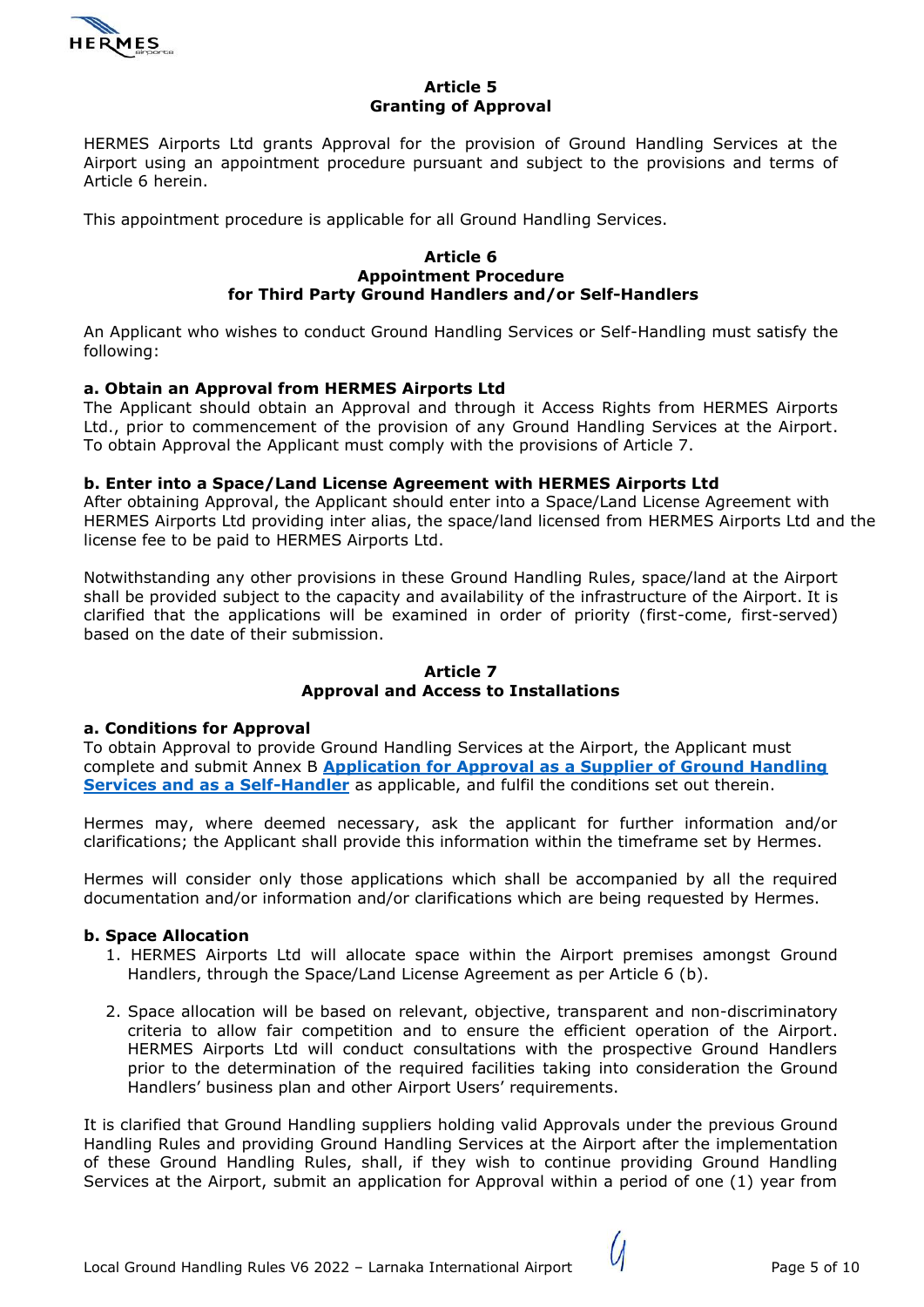## Article 5
## Granting of Approval

HERMES Airports Ltd grants Approval for the provision of Ground Handling Services at the Airport using an appointment procedure pursuant and subject to the provisions and terms of Article 6 herein.

This appointment procedure is applicable for all Ground Handling Services.

## Article 6
## Appointment Procedure for Third Party Ground Handlers and/or Self-Handlers

An Applicant who wishes to conduct Ground Handling Services or Self-Handling must satisfy the following:

**a. Obtain an Approval from HERMES Airports Ltd**

The Applicant should obtain an Approval and through it Access Rights from HERMES Airports Ltd., prior to commencement of the provision of any Ground Handling Services at the Airport. To obtain Approval the Applicant must comply with the provisions of Article 7.

**b. Enter into a Space/Land License Agreement with HERMES Airports Ltd**

After obtaining Approval, the Applicant should enter into a Space/Land License Agreement with HERMES Airports Ltd providing inter alias, the space/land licensed from HERMES Airports Ltd and the license fee to be paid to HERMES Airports Ltd.

Notwithstanding any other provisions in these Ground Handling Rules, space/land at the Airport shall be provided subject to the capacity and availability of the infrastructure of the Airport. It is clarified that the applications will be examined in order of priority (first-come, first-served) based on the date of their submission.

## Article 7
## Approval and Access to Installations

**a. Conditions for Approval**

To obtain Approval to provide Ground Handling Services at the Airport, the Applicant must complete and submit Annex B **Application for Approval as a Supplier of Ground Handling Services and as a Self-Handler** as applicable, and fulfil the conditions set out therein.

Hermes may, where deemed necessary, ask the applicant for further information and/or clarifications; the Applicant shall provide this information within the timeframe set by Hermes.

Hermes will consider only those applications which shall be accompanied by all the required documentation and/or information and/or clarifications which are being requested by Hermes.

**b. Space Allocation**

1. HERMES Airports Ltd will allocate space within the Airport premises amongst Ground Handlers, through the Space/Land License Agreement as per Article 6 (b).

2. Space allocation will be based on relevant, objective, transparent and non-discriminatory criteria to allow fair competition and to ensure the efficient operation of the Airport. HERMES Airports Ltd will conduct consultations with the prospective Ground Handlers prior to the determination of the required facilities taking into consideration the Ground Handlers' business plan and other Airport Users' requirements.

It is clarified that Ground Handling suppliers holding valid Approvals under the previous Ground Handling Rules and providing Ground Handling Services at the Airport after the implementation of these Ground Handling Rules, shall, if they wish to continue providing Ground Handling Services at the Airport, submit an application for Approval within a period of one (1) year from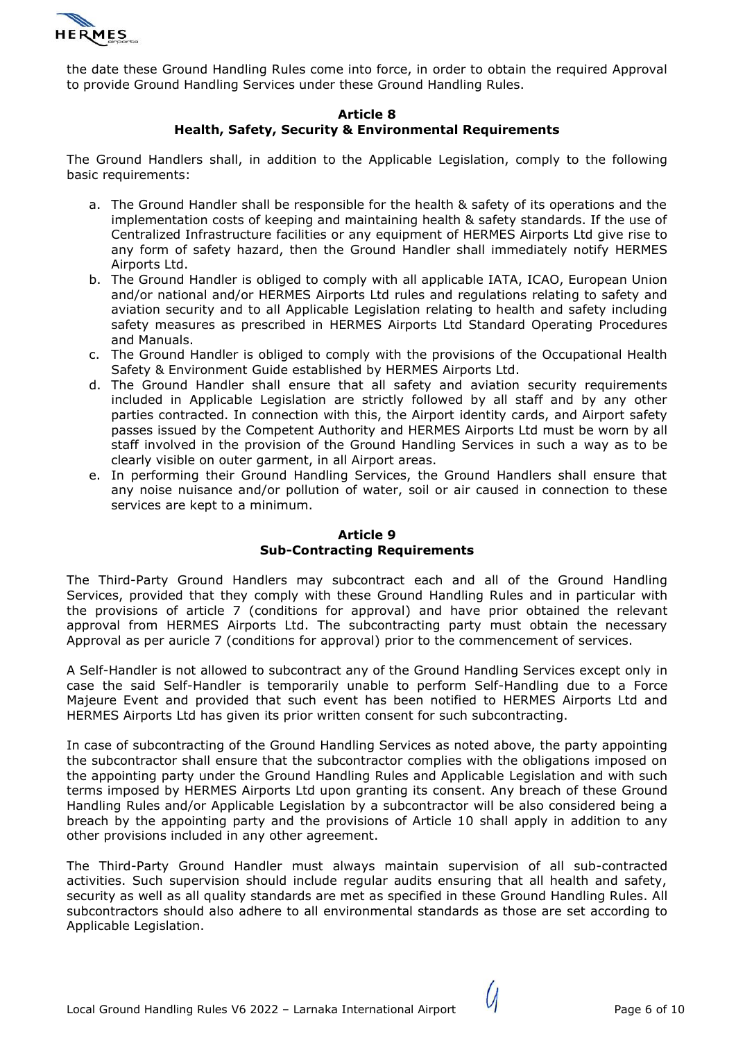the date these Ground Handling Rules come into force, in order to obtain the required Approval to provide Ground Handling Services under these Ground Handling Rules.

## Article 8
## Health, Safety, Security & Environmental Requirements

The Ground Handlers shall, in addition to the Applicable Legislation, comply to the following basic requirements:

a. The Ground Handler shall be responsible for the health & safety of its operations and the implementation costs of keeping and maintaining health & safety standards. If the use of Centralized Infrastructure facilities or any equipment of HERMES Airports Ltd give rise to any form of safety hazard, then the Ground Handler shall immediately notify HERMES Airports Ltd.
b. The Ground Handler is obliged to comply with all applicable IATA, ICAO, European Union and/or national and/or HERMES Airports Ltd rules and regulations relating to safety and aviation security and to all Applicable Legislation relating to health and safety including safety measures as prescribed in HERMES Airports Ltd Standard Operating Procedures and Manuals.
c. The Ground Handler is obliged to comply with the provisions of the Occupational Health Safety & Environment Guide established by HERMES Airports Ltd.
d. The Ground Handler shall ensure that all safety and aviation security requirements included in Applicable Legislation are strictly followed by all staff and by any other parties contracted. In connection with this, the Airport identity cards, and Airport safety passes issued by the Competent Authority and HERMES Airports Ltd must be worn by all staff involved in the provision of the Ground Handling Services in such a way as to be clearly visible on outer garment, in all Airport areas.
e. In performing their Ground Handling Services, the Ground Handlers shall ensure that any noise nuisance and/or pollution of water, soil or air caused in connection to these services are kept to a minimum.

## Article 9
## Sub-Contracting Requirements

The Third-Party Ground Handlers may subcontract each and all of the Ground Handling Services, provided that they comply with these Ground Handling Rules and in particular with the provisions of article 7 (conditions for approval) and have prior obtained the relevant approval from HERMES Airports Ltd. The subcontracting party must obtain the necessary Approval as per auricle 7 (conditions for approval) prior to the commencement of services.

A Self-Handler is not allowed to subcontract any of the Ground Handling Services except only in case the said Self-Handler is temporarily unable to perform Self-Handling due to a Force Majeure Event and provided that such event has been notified to HERMES Airports Ltd and HERMES Airports Ltd has given its prior written consent for such subcontracting.

In case of subcontracting of the Ground Handling Services as noted above, the party appointing the subcontractor shall ensure that the subcontractor complies with the obligations imposed on the appointing party under the Ground Handling Rules and Applicable Legislation and with such terms imposed by HERMES Airports Ltd upon granting its consent. Any breach of these Ground Handling Rules and/or Applicable Legislation by a subcontractor will be also considered being a breach by the appointing party and the provisions of Article 10 shall apply in addition to any other provisions included in any other agreement.

The Third-Party Ground Handler must always maintain supervision of all sub-contracted activities. Such supervision should include regular audits ensuring that all health and safety, security as well as all quality standards are met as specified in these Ground Handling Rules. All subcontractors should also adhere to all environmental standards as those are set according to Applicable Legislation.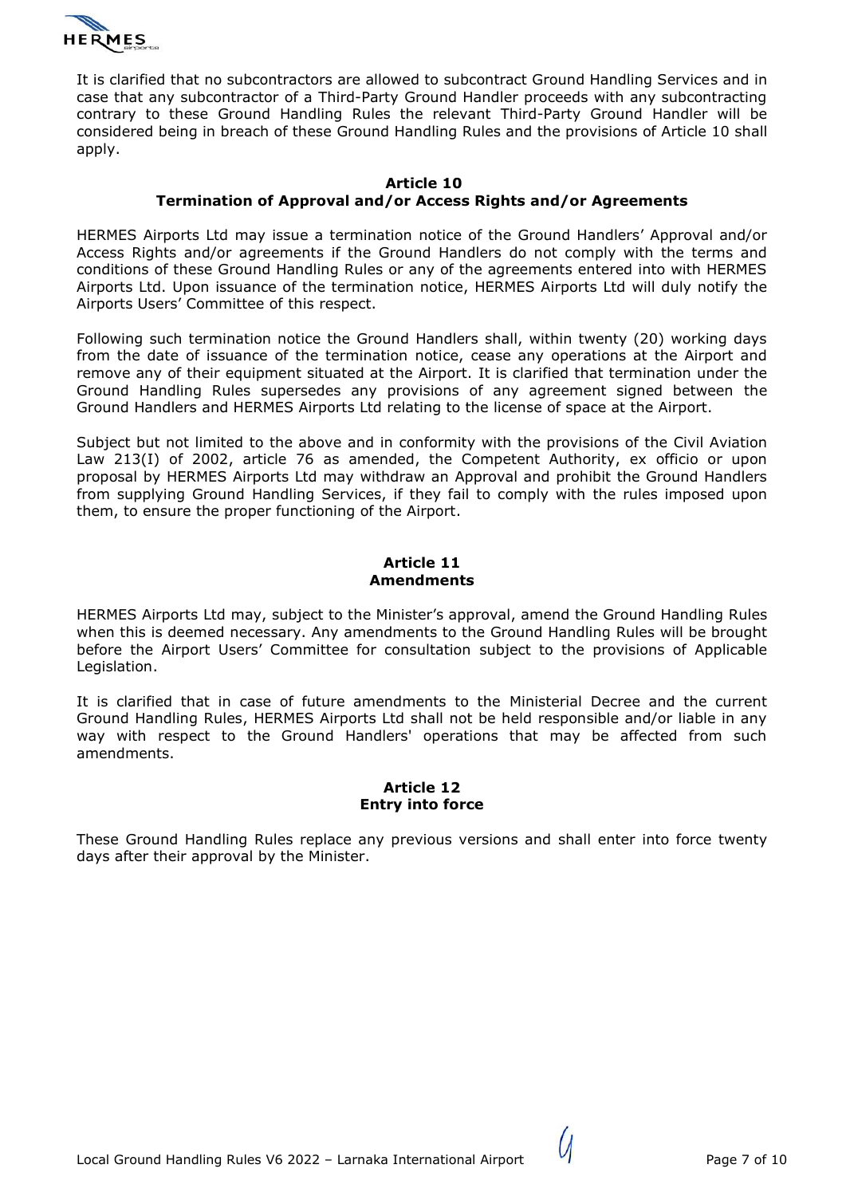It is clarified that no subcontractors are allowed to subcontract Ground Handling Services and in case that any subcontractor of a Third-Party Ground Handler proceeds with any subcontracting contrary to these Ground Handling Rules the relevant Third-Party Ground Handler will be considered being in breach of these Ground Handling Rules and the provisions of Article 10 shall apply.

## Article 10
## Termination of Approval and/or Access Rights and/or Agreements

HERMES Airports Ltd may issue a termination notice of the Ground Handlers' Approval and/or Access Rights and/or agreements if the Ground Handlers do not comply with the terms and conditions of these Ground Handling Rules or any of the agreements entered into with HERMES Airports Ltd. Upon issuance of the termination notice, HERMES Airports Ltd will duly notify the Airports Users' Committee of this respect.

Following such termination notice the Ground Handlers shall, within twenty (20) working days from the date of issuance of the termination notice, cease any operations at the Airport and remove any of their equipment situated at the Airport. It is clarified that termination under the Ground Handling Rules supersedes any provisions of any agreement signed between the Ground Handlers and HERMES Airports Ltd relating to the license of space at the Airport.

Subject but not limited to the above and in conformity with the provisions of the Civil Aviation Law 213(I) of 2002, article 76 as amended, the Competent Authority, ex officio or upon proposal by HERMES Airports Ltd may withdraw an Approval and prohibit the Ground Handlers from supplying Ground Handling Services, if they fail to comply with the rules imposed upon them, to ensure the proper functioning of the Airport.

## Article 11
## Amendments

HERMES Airports Ltd may, subject to the Minister's approval, amend the Ground Handling Rules when this is deemed necessary. Any amendments to the Ground Handling Rules will be brought before the Airport Users' Committee for consultation subject to the provisions of Applicable Legislation.

It is clarified that in case of future amendments to the Ministerial Decree and the current Ground Handling Rules, HERMES Airports Ltd shall not be held responsible and/or liable in any way with respect to the Ground Handlers' operations that may be affected from such amendments.

## Article 12
## Entry into force

These Ground Handling Rules replace any previous versions and shall enter into force twenty days after their approval by the Minister.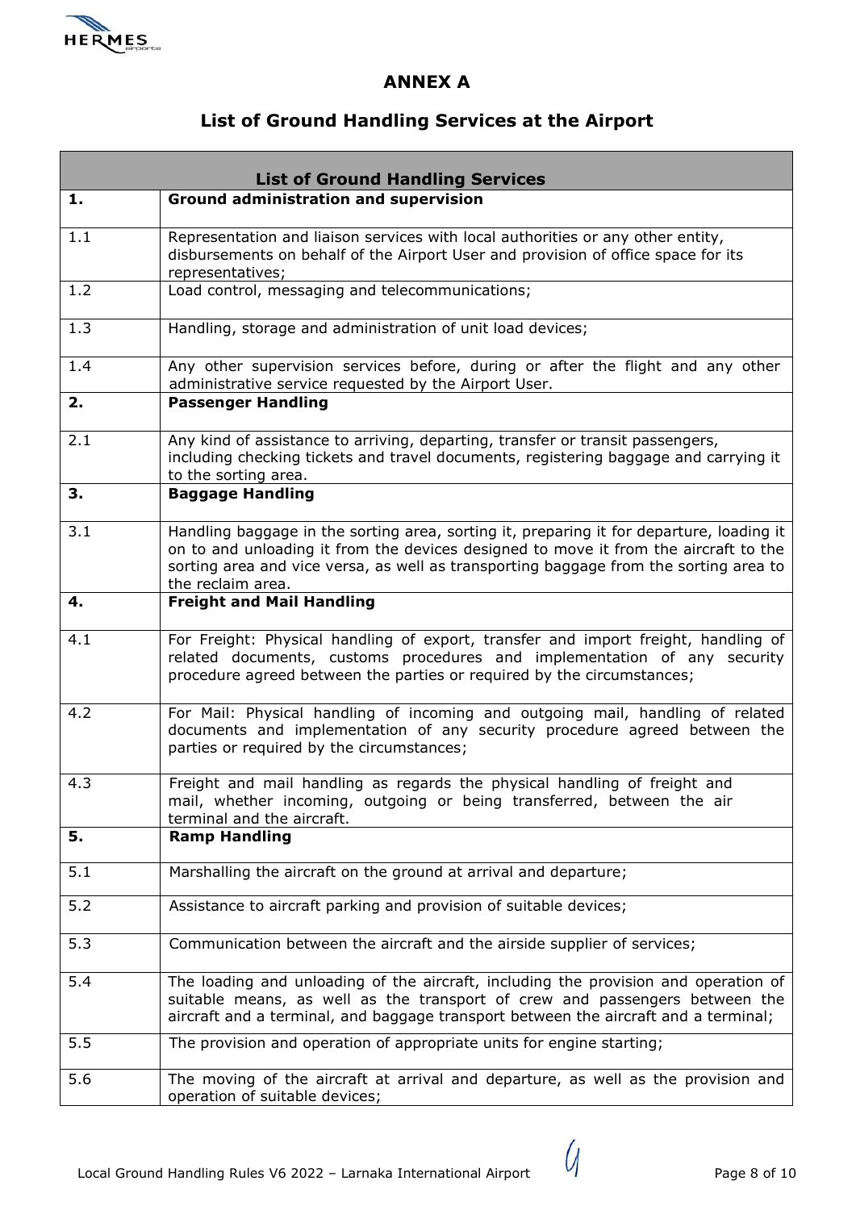# ANNEX A

## List of Ground Handling Services at the Airport

| List of Ground Handling Services | |
|---|---|
| **1.** | **Ground administration and supervision** |
| 1.1 | Representation and liaison services with local authorities or any other entity, disbursements on behalf of the Airport User and provision of office space for its representatives; |
| 1.2 | Load control, messaging and telecommunications; |
| 1.3 | Handling, storage and administration of unit load devices; |
| 1.4 | Any other supervision services before, during or after the flight and any other administrative service requested by the Airport User. |
| **2.** | **Passenger Handling** |
| 2.1 | Any kind of assistance to arriving, departing, transfer or transit passengers, including checking tickets and travel documents, registering baggage and carrying it to the sorting area. |
| **3.** | **Baggage Handling** |
| 3.1 | Handling baggage in the sorting area, sorting it, preparing it for departure, loading it on to and unloading it from the devices designed to move it from the aircraft to the sorting area and vice versa, as well as transporting baggage from the sorting area to the reclaim area. |
| **4.** | **Freight and Mail Handling** |
| 4.1 | For Freight: Physical handling of export, transfer and import freight, handling of related documents, customs procedures and implementation of any security procedure agreed between the parties or required by the circumstances; |
| 4.2 | For Mail: Physical handling of incoming and outgoing mail, handling of related documents and implementation of any security procedure agreed between the parties or required by the circumstances; |
| 4.3 | Freight and mail handling as regards the physical handling of freight and mail, whether incoming, outgoing or being transferred, between the air terminal and the aircraft. |
| **5.** | **Ramp Handling** |
| 5.1 | Marshalling the aircraft on the ground at arrival and departure; |
| 5.2 | Assistance to aircraft parking and provision of suitable devices; |
| 5.3 | Communication between the aircraft and the airside supplier of services; |
| 5.4 | The loading and unloading of the aircraft, including the provision and operation of suitable means, as well as the transport of crew and passengers between the aircraft and a terminal, and baggage transport between the aircraft and a terminal; |
| 5.5 | The provision and operation of appropriate units for engine starting; |
| 5.6 | The moving of the aircraft at arrival and departure, as well as the provision and operation of suitable devices; |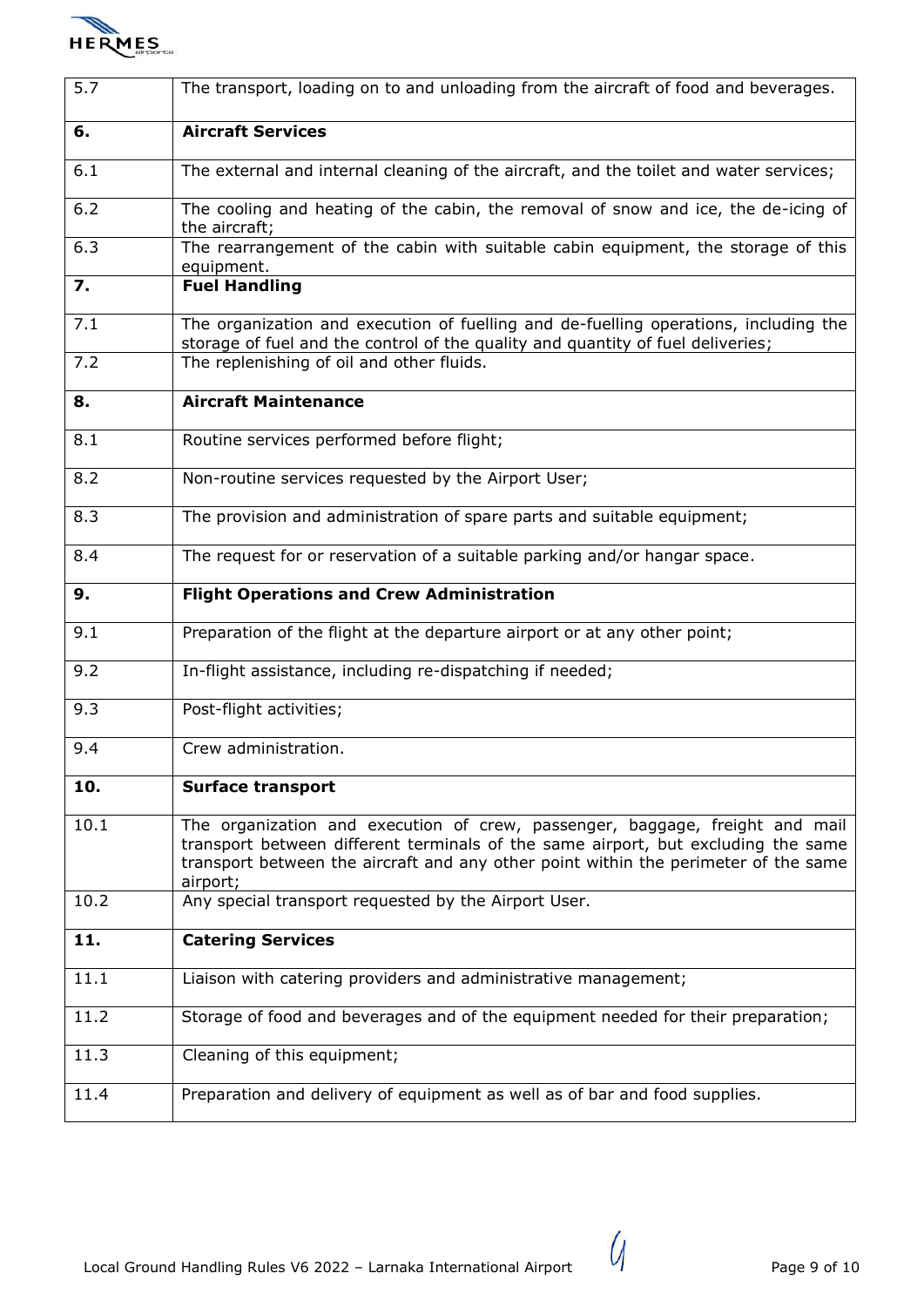| | |
|---|---|
| 5.7 | The transport, loading on to and unloading from the aircraft of food and beverages. |
| **6.** | **Aircraft Services** |
| 6.1 | The external and internal cleaning of the aircraft, and the toilet and water services; |
| 6.2 | The cooling and heating of the cabin, the removal of snow and ice, the de-icing of the aircraft; |
| 6.3 | The rearrangement of the cabin with suitable cabin equipment, the storage of this equipment. |
| **7.** | **Fuel Handling** |
| 7.1 | The organization and execution of fuelling and de-fuelling operations, including the storage of fuel and the control of the quality and quantity of fuel deliveries; |
| 7.2 | The replenishing of oil and other fluids. |
| **8.** | **Aircraft Maintenance** |
| 8.1 | Routine services performed before flight; |
| 8.2 | Non-routine services requested by the Airport User; |
| 8.3 | The provision and administration of spare parts and suitable equipment; |
| 8.4 | The request for or reservation of a suitable parking and/or hangar space. |
| **9.** | **Flight Operations and Crew Administration** |
| 9.1 | Preparation of the flight at the departure airport or at any other point; |
| 9.2 | In-flight assistance, including re-dispatching if needed; |
| 9.3 | Post-flight activities; |
| 9.4 | Crew administration. |
| **10.** | **Surface transport** |
| 10.1 | The organization and execution of crew, passenger, baggage, freight and mail transport between different terminals of the same airport, but excluding the same transport between the aircraft and any other point within the perimeter of the same airport; |
| 10.2 | Any special transport requested by the Airport User. |
| **11.** | **Catering Services** |
| 11.1 | Liaison with catering providers and administrative management; |
| 11.2 | Storage of food and beverages and of the equipment needed for their preparation; |
| 11.3 | Cleaning of this equipment; |
| 11.4 | Preparation and delivery of equipment as well as of bar and food supplies. |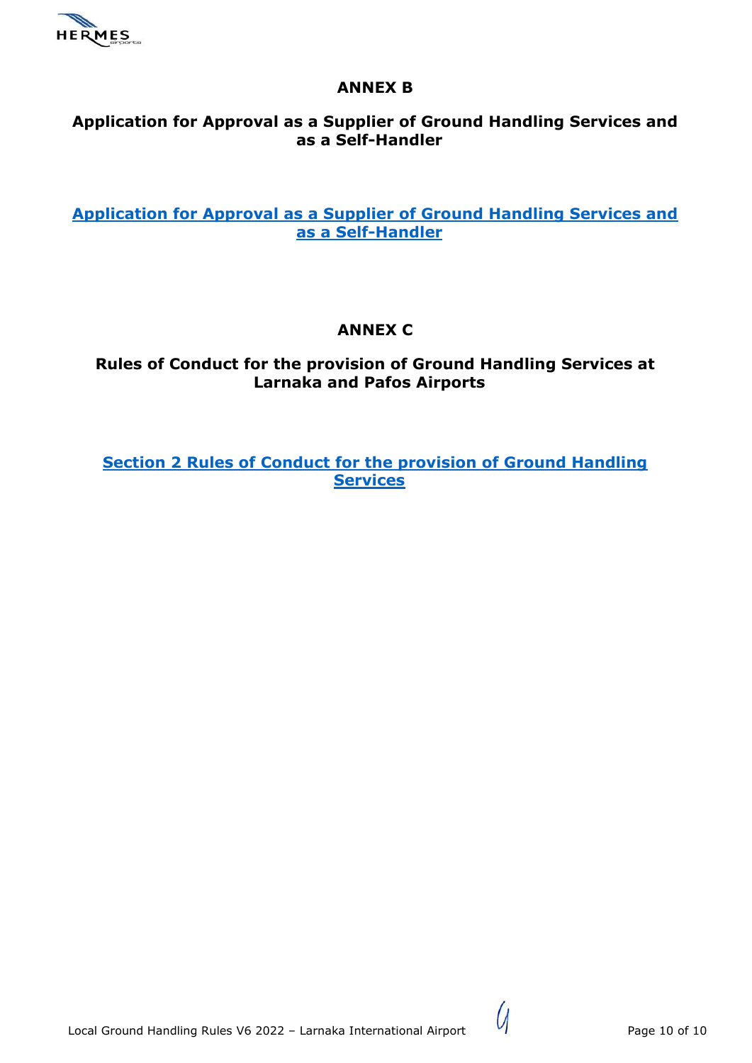## ANNEX B

### Application for Approval as a Supplier of Ground Handling Services and as a Self-Handler

**Application for Approval as a Supplier of Ground Handling Services and as a Self-Handler**

## ANNEX C

### Rules of Conduct for the provision of Ground Handling Services at Larnaka and Pafos Airports

**Section 2 Rules of Conduct for the provision of Ground Handling Services**